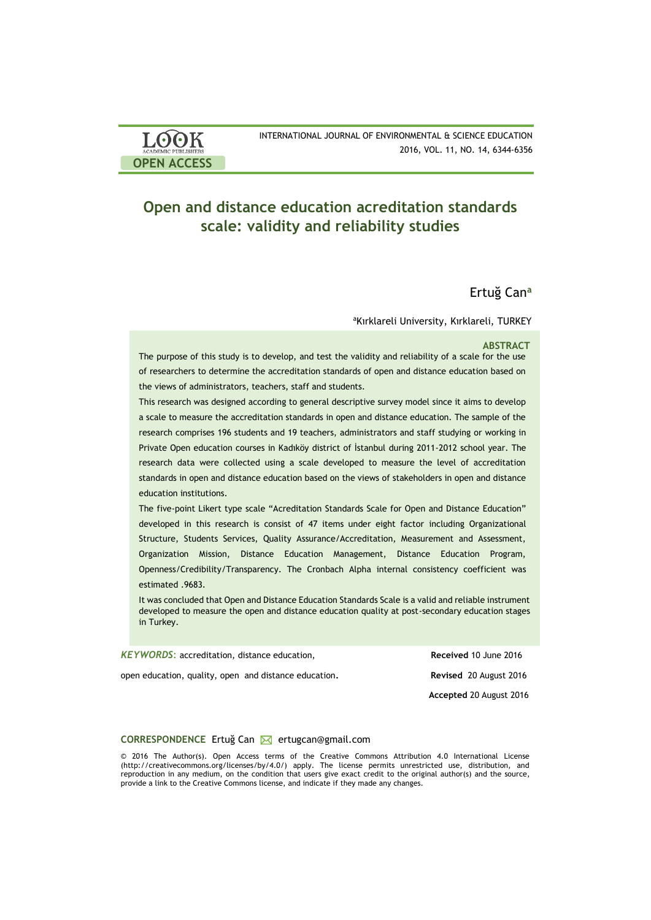OPEN ACCESS

# Open and distance education acreditation standards scale: validity and reliability studies

Ertuğ Can[a]

[a]Kırklareli University, Kırklareli, TURKEY

## ABSTRACT

The purpose of this study is to develop, and test the validity and reliability of a scale for the use of researchers to determine the accreditation standards of open and distance education based on the views of administrators, teachers, staff and students.

This research was designed according to general descriptive survey model since it aims to develop a scale to measure the accreditation standards in open and distance education. The sample of the research comprises 196 students and 19 teachers, administrators and staff studying or working in Private Open education courses in Kadıköy district of İstanbul during 2011-2012 school year. The research data were collected using a scale developed to measure the level of accreditation standards in open and distance education based on the views of stakeholders in open and distance education institutions.

The five-point Likert type scale "Acreditation Standards Scale for Open and Distance Education" developed in this research is consist of 47 items under eight factor including Organizational Structure, Students Services, Quality Assurance/Accreditation, Measurement and Assessment, Organization Mission, Distance Education Management, Distance Education Program, Openness/Credibility/Transparency. The Cronbach Alpha internal consistency coefficient was estimated .9683.

It was concluded that Open and Distance Education Standards Scale is a valid and reliable instrument developed to measure the open and distance education quality at post-secondary education stages in Turkey.

*KEYWORDS*: accreditation, distance education, open education, quality, open and distance education.

**Received** 10 June 2016
**Revised** 20 August 2016
**Accepted** 20 August 2016

**CORRESPONDENCE** Ertuğ Can ertugcan@gmail.com

© 2016 The Author(s). Open Access terms of the Creative Commons Attribution 4.0 International License (http://creativecommons.org/licenses/by/4.0/) apply. The license permits unrestricted use, distribution, and reproduction in any medium, on the condition that users give exact credit to the original author(s) and the source, provide a link to the Creative Commons license, and indicate if they made any changes.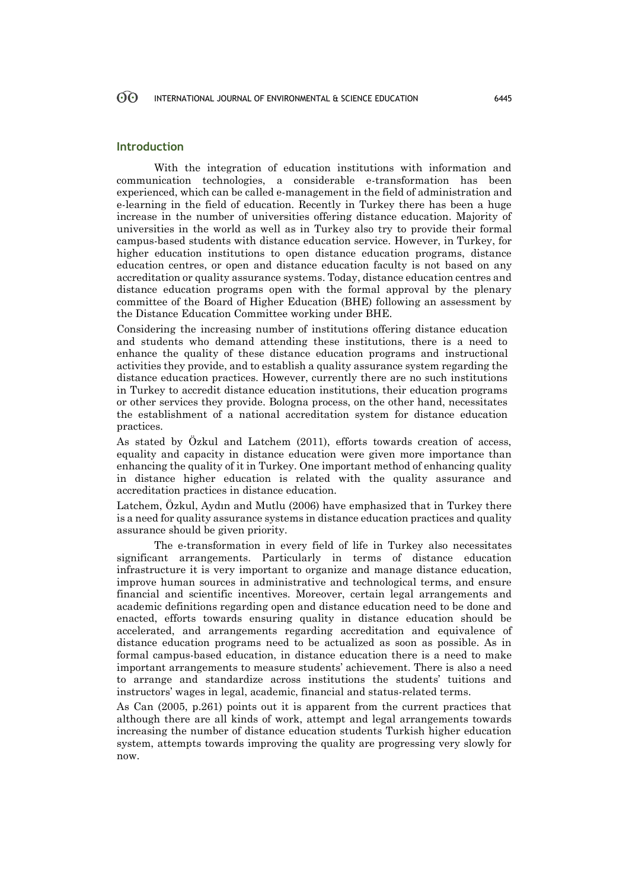## Introduction

With the integration of education institutions with information and communication technologies, a considerable e-transformation has been experienced, which can be called e-management in the field of administration and e-learning in the field of education. Recently in Turkey there has been a huge increase in the number of universities offering distance education. Majority of universities in the world as well as in Turkey also try to provide their formal campus-based students with distance education service. However, in Turkey, for higher education institutions to open distance education programs, distance education centres, or open and distance education faculty is not based on any accreditation or quality assurance systems. Today, distance education centres and distance education programs open with the formal approval by the plenary committee of the Board of Higher Education (BHE) following an assessment by the Distance Education Committee working under BHE.

Considering the increasing number of institutions offering distance education and students who demand attending these institutions, there is a need to enhance the quality of these distance education programs and instructional activities they provide, and to establish a quality assurance system regarding the distance education practices. However, currently there are no such institutions in Turkey to accredit distance education institutions, their education programs or other services they provide. Bologna process, on the other hand, necessitates the establishment of a national accreditation system for distance education practices.

As stated by Özkul and Latchem (2011), efforts towards creation of access, equality and capacity in distance education were given more importance than enhancing the quality of it in Turkey. One important method of enhancing quality in distance higher education is related with the quality assurance and accreditation practices in distance education.

Latchem, Özkul, Aydın and Mutlu (2006) have emphasized that in Turkey there is a need for quality assurance systems in distance education practices and quality assurance should be given priority.

The e-transformation in every field of life in Turkey also necessitates significant arrangements. Particularly in terms of distance education infrastructure it is very important to organize and manage distance education, improve human sources in administrative and technological terms, and ensure financial and scientific incentives. Moreover, certain legal arrangements and academic definitions regarding open and distance education need to be done and enacted, efforts towards ensuring quality in distance education should be accelerated, and arrangements regarding accreditation and equivalence of distance education programs need to be actualized as soon as possible. As in formal campus-based education, in distance education there is a need to make important arrangements to measure students' achievement. There is also a need to arrange and standardize across institutions the students' tuitions and instructors' wages in legal, academic, financial and status-related terms.

As Can (2005, p.261) points out it is apparent from the current practices that although there are all kinds of work, attempt and legal arrangements towards increasing the number of distance education students Turkish higher education system, attempts towards improving the quality are progressing very slowly for now.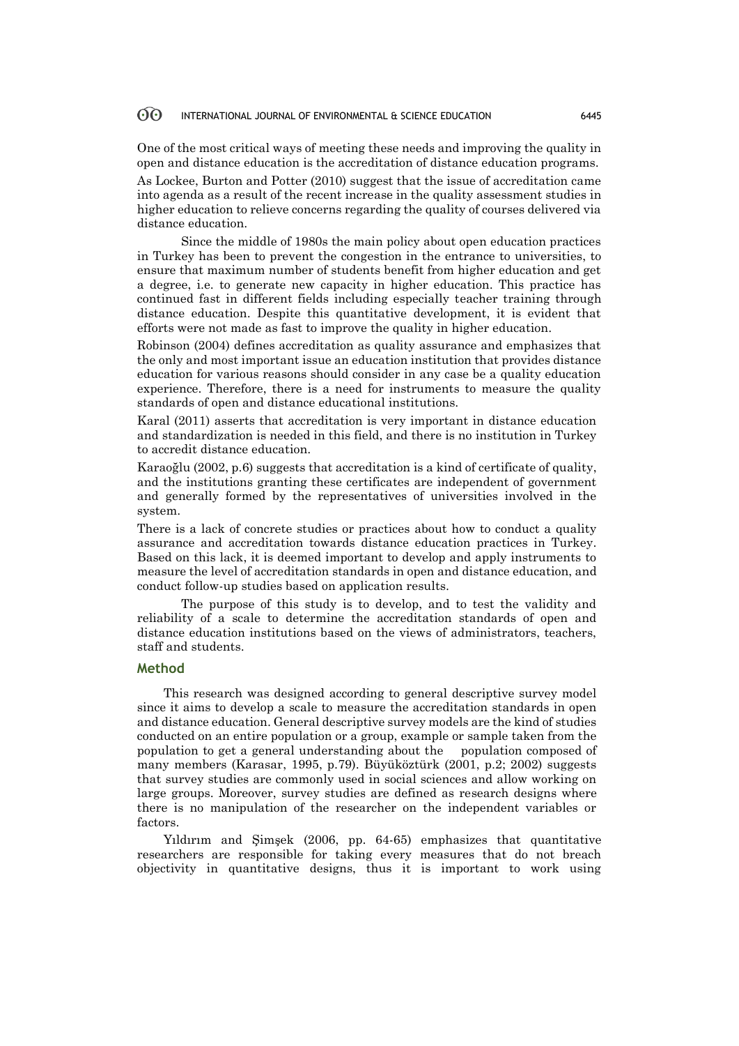One of the most critical ways of meeting these needs and improving the quality in open and distance education is the accreditation of distance education programs.

As Lockee, Burton and Potter (2010) suggest that the issue of accreditation came into agenda as a result of the recent increase in the quality assessment studies in higher education to relieve concerns regarding the quality of courses delivered via distance education.

Since the middle of 1980s the main policy about open education practices in Turkey has been to prevent the congestion in the entrance to universities, to ensure that maximum number of students benefit from higher education and get a degree, i.e. to generate new capacity in higher education. This practice has continued fast in different fields including especially teacher training through distance education. Despite this quantitative development, it is evident that efforts were not made as fast to improve the quality in higher education.

Robinson (2004) defines accreditation as quality assurance and emphasizes that the only and most important issue an education institution that provides distance education for various reasons should consider in any case be a quality education experience. Therefore, there is a need for instruments to measure the quality standards of open and distance educational institutions.

Karal (2011) asserts that accreditation is very important in distance education and standardization is needed in this field, and there is no institution in Turkey to accredit distance education.

Karaoğlu (2002, p.6) suggests that accreditation is a kind of certificate of quality, and the institutions granting these certificates are independent of government and generally formed by the representatives of universities involved in the system.

There is a lack of concrete studies or practices about how to conduct a quality assurance and accreditation towards distance education practices in Turkey. Based on this lack, it is deemed important to develop and apply instruments to measure the level of accreditation standards in open and distance education, and conduct follow-up studies based on application results.

The purpose of this study is to develop, and to test the validity and reliability of a scale to determine the accreditation standards of open and distance education institutions based on the views of administrators, teachers, staff and students.

## Method

This research was designed according to general descriptive survey model since it aims to develop a scale to measure the accreditation standards in open and distance education. General descriptive survey models are the kind of studies conducted on an entire population or a group, example or sample taken from the population to get a general understanding about the population composed of many members (Karasar, 1995, p.79). Büyüköztürk (2001, p.2; 2002) suggests that survey studies are commonly used in social sciences and allow working on large groups. Moreover, survey studies are defined as research designs where there is no manipulation of the researcher on the independent variables or factors.

Yıldırım and Şimşek (2006, pp. 64-65) emphasizes that quantitative researchers are responsible for taking every measures that do not breach objectivity in quantitative designs, thus it is important to work using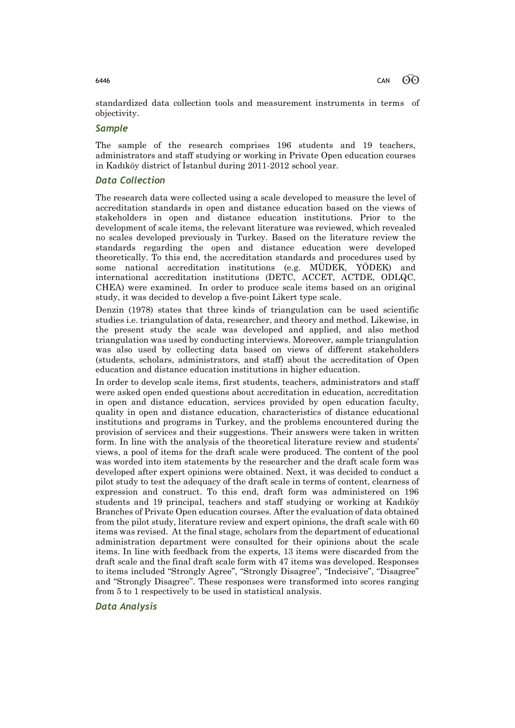standardized data collection tools and measurement instruments in terms of objectivity.

## Sample

The sample of the research comprises 196 students and 19 teachers, administrators and staff studying or working in Private Open education courses in Kadıköy district of İstanbul during 2011-2012 school year.

## Data Collection

The research data were collected using a scale developed to measure the level of accreditation standards in open and distance education based on the views of stakeholders in open and distance education institutions. Prior to the development of scale items, the relevant literature was reviewed, which revealed no scales developed previously in Turkey. Based on the literature review the standards regarding the open and distance education were developed theoretically. To this end, the accreditation standards and procedures used by some national accreditation institutions (e.g. MÜDEK, YÖDEK) and international accreditation institutions (DETC, ACCET, ACTDE, ODLQC, CHEA) were examined. In order to produce scale items based on an original study, it was decided to develop a five-point Likert type scale.

Denzin (1978) states that three kinds of triangulation can be used scientific studies i.e. triangulation of data, researcher, and theory and method. Likewise, in the present study the scale was developed and applied, and also method triangulation was used by conducting interviews. Moreover, sample triangulation was also used by collecting data based on views of different stakeholders (students, scholars, administrators, and staff) about the accreditation of Open education and distance education institutions in higher education.

In order to develop scale items, first students, teachers, administrators and staff were asked open ended questions about accreditation in education, accreditation in open and distance education, services provided by open education faculty, quality in open and distance education, characteristics of distance educational institutions and programs in Turkey, and the problems encountered during the provision of services and their suggestions. Their answers were taken in written form. In line with the analysis of the theoretical literature review and students' views, a pool of items for the draft scale were produced. The content of the pool was worded into item statements by the researcher and the draft scale form was developed after expert opinions were obtained. Next, it was decided to conduct a pilot study to test the adequacy of the draft scale in terms of content, clearness of expression and construct. To this end, draft form was administered on 196 students and 19 principal, teachers and staff studying or working at Kadıköy Branches of Private Open education courses. After the evaluation of data obtained from the pilot study, literature review and expert opinions, the draft scale with 60 items was revised. At the final stage, scholars from the department of educational administration department were consulted for their opinions about the scale items. In line with feedback from the experts, 13 items were discarded from the draft scale and the final draft scale form with 47 items was developed. Responses to items included "Strongly Agree", "Strongly Disagree", "Indecisive", "Disagree" and "Strongly Disagree". These responses were transformed into scores ranging from 5 to 1 respectively to be used in statistical analysis.

## Data Analysis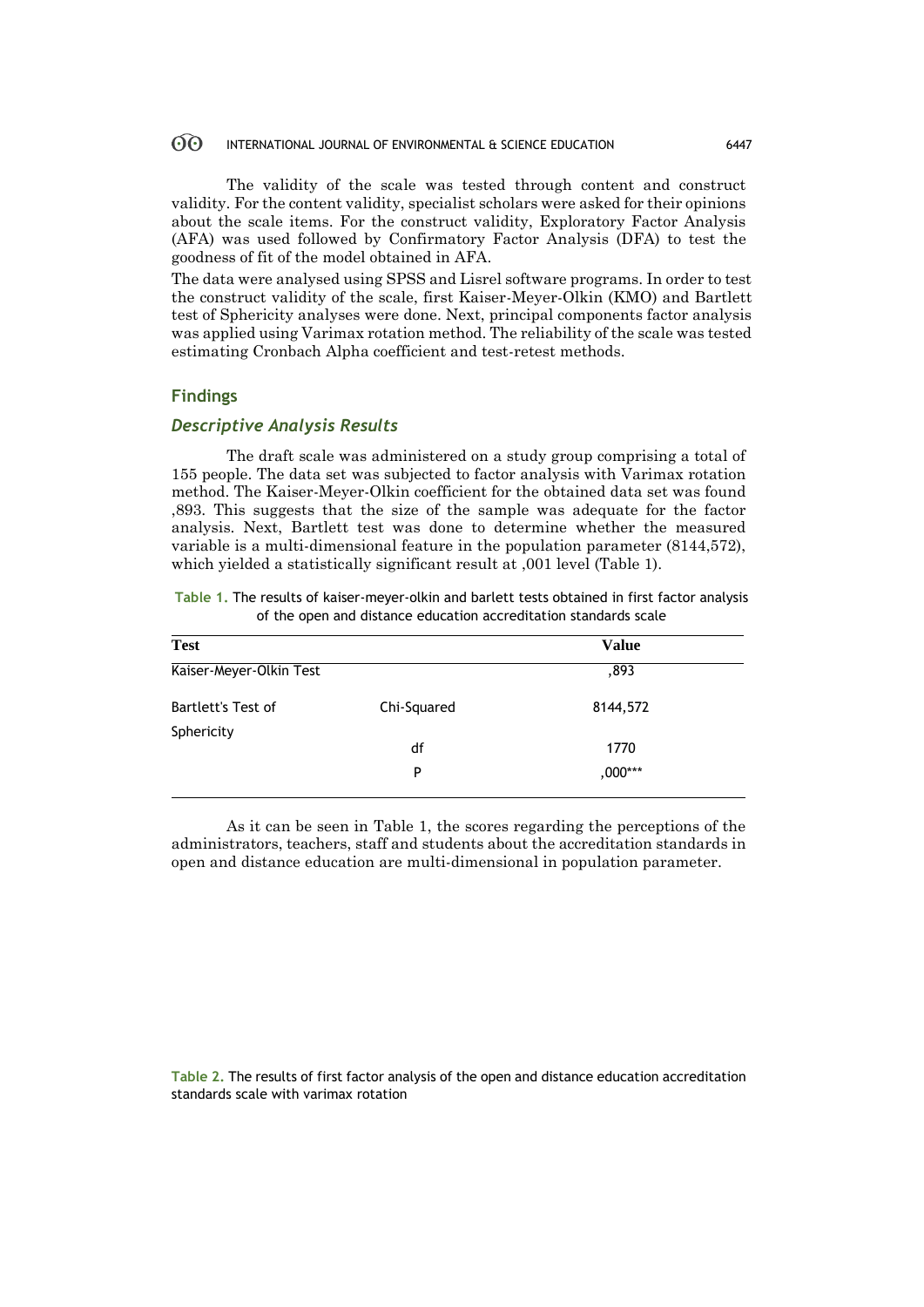The validity of the scale was tested through content and construct validity. For the content validity, specialist scholars were asked for their opinions about the scale items. For the construct validity, Exploratory Factor Analysis (AFA) was used followed by Confirmatory Factor Analysis (DFA) to test the goodness of fit of the model obtained in AFA.

The data were analysed using SPSS and Lisrel software programs. In order to test the construct validity of the scale, first Kaiser-Meyer-Olkin (KMO) and Bartlett test of Sphericity analyses were done. Next, principal components factor analysis was applied using Varimax rotation method. The reliability of the scale was tested estimating Cronbach Alpha coefficient and test-retest methods.

## Findings

### *Descriptive Analysis Results*

The draft scale was administered on a study group comprising a total of 155 people. The data set was subjected to factor analysis with Varimax rotation method. The Kaiser-Meyer-Olkin coefficient for the obtained data set was found ,893. This suggests that the size of the sample was adequate for the factor analysis. Next, Bartlett test was done to determine whether the measured variable is a multi-dimensional feature in the population parameter (8144,572), which yielded a statistically significant result at ,001 level (Table 1).

**Table 1.** The results of kaiser-meyer-olkin and barlett tests obtained in first factor analysis of the open and distance education accreditation standards scale

| Test | | Value |
|---|---|---|
| Kaiser-Meyer-Olkin Test | | ,893 |
| Bartlett's Test of Sphericity | Chi-Squared | 8144,572 |
| | df | 1770 |
| | P | ,000*** |

As it can be seen in Table 1, the scores regarding the perceptions of the administrators, teachers, staff and students about the accreditation standards in open and distance education are multi-dimensional in population parameter.

**Table 2.** The results of first factor analysis of the open and distance education accreditation standards scale with varimax rotation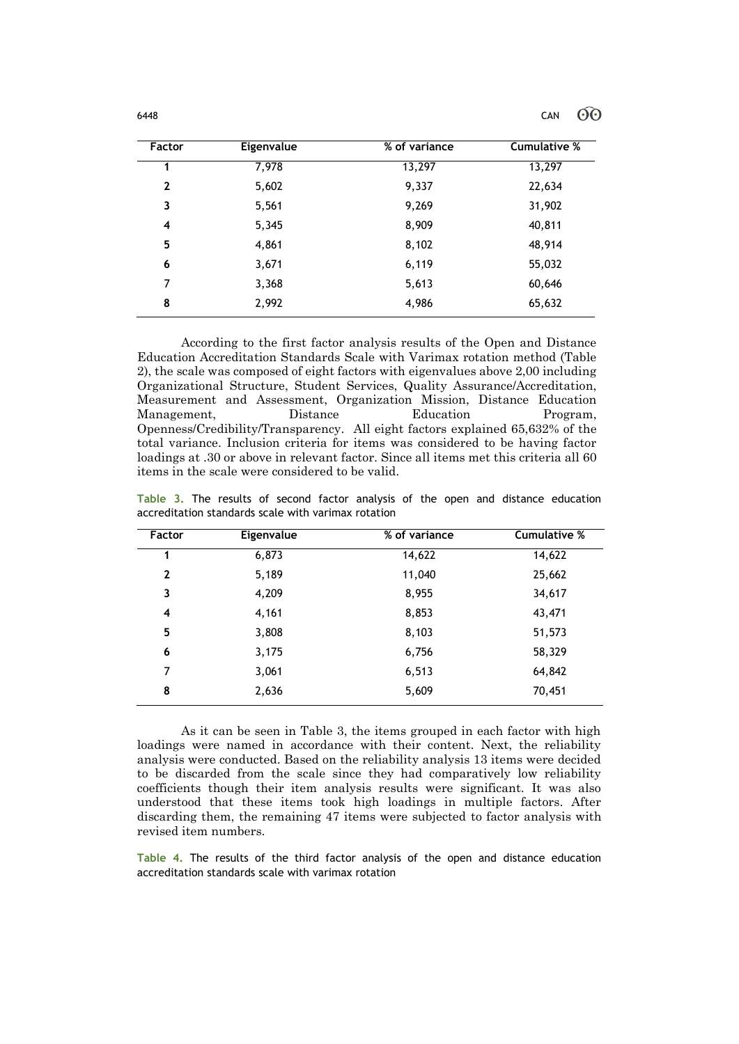| Factor | Eigenvalue | % of variance | Cumulative % |
|---|---|---|---|
| 1 | 7,978 | 13,297 | 13,297 |
| 2 | 5,602 | 9,337 | 22,634 |
| 3 | 5,561 | 9,269 | 31,902 |
| 4 | 5,345 | 8,909 | 40,811 |
| 5 | 4,861 | 8,102 | 48,914 |
| 6 | 3,671 | 6,119 | 55,032 |
| 7 | 3,368 | 5,613 | 60,646 |
| 8 | 2,992 | 4,986 | 65,632 |

According to the first factor analysis results of the Open and Distance Education Accreditation Standards Scale with Varimax rotation method (Table 2), the scale was composed of eight factors with eigenvalues above 2,00 including Organizational Structure, Student Services, Quality Assurance/Accreditation, Measurement and Assessment, Organization Mission, Distance Education Management, Distance Education Program, Openness/Credibility/Transparency. All eight factors explained 65,632% of the total variance. Inclusion criteria for items was considered to be having factor loadings at .30 or above in relevant factor. Since all items met this criteria all 60 items in the scale were considered to be valid.

**Table 3.** The results of second factor analysis of the open and distance education accreditation standards scale with varimax rotation

| Factor | Eigenvalue | % of variance | Cumulative % |
|---|---|---|---|
| 1 | 6,873 | 14,622 | 14,622 |
| 2 | 5,189 | 11,040 | 25,662 |
| 3 | 4,209 | 8,955 | 34,617 |
| 4 | 4,161 | 8,853 | 43,471 |
| 5 | 3,808 | 8,103 | 51,573 |
| 6 | 3,175 | 6,756 | 58,329 |
| 7 | 3,061 | 6,513 | 64,842 |
| 8 | 2,636 | 5,609 | 70,451 |

As it can be seen in Table 3, the items grouped in each factor with high loadings were named in accordance with their content. Next, the reliability analysis were conducted. Based on the reliability analysis 13 items were decided to be discarded from the scale since they had comparatively low reliability coefficients though their item analysis results were significant. It was also understood that these items took high loadings in multiple factors. After discarding them, the remaining 47 items were subjected to factor analysis with revised item numbers.

**Table 4.** The results of the third factor analysis of the open and distance education accreditation standards scale with varimax rotation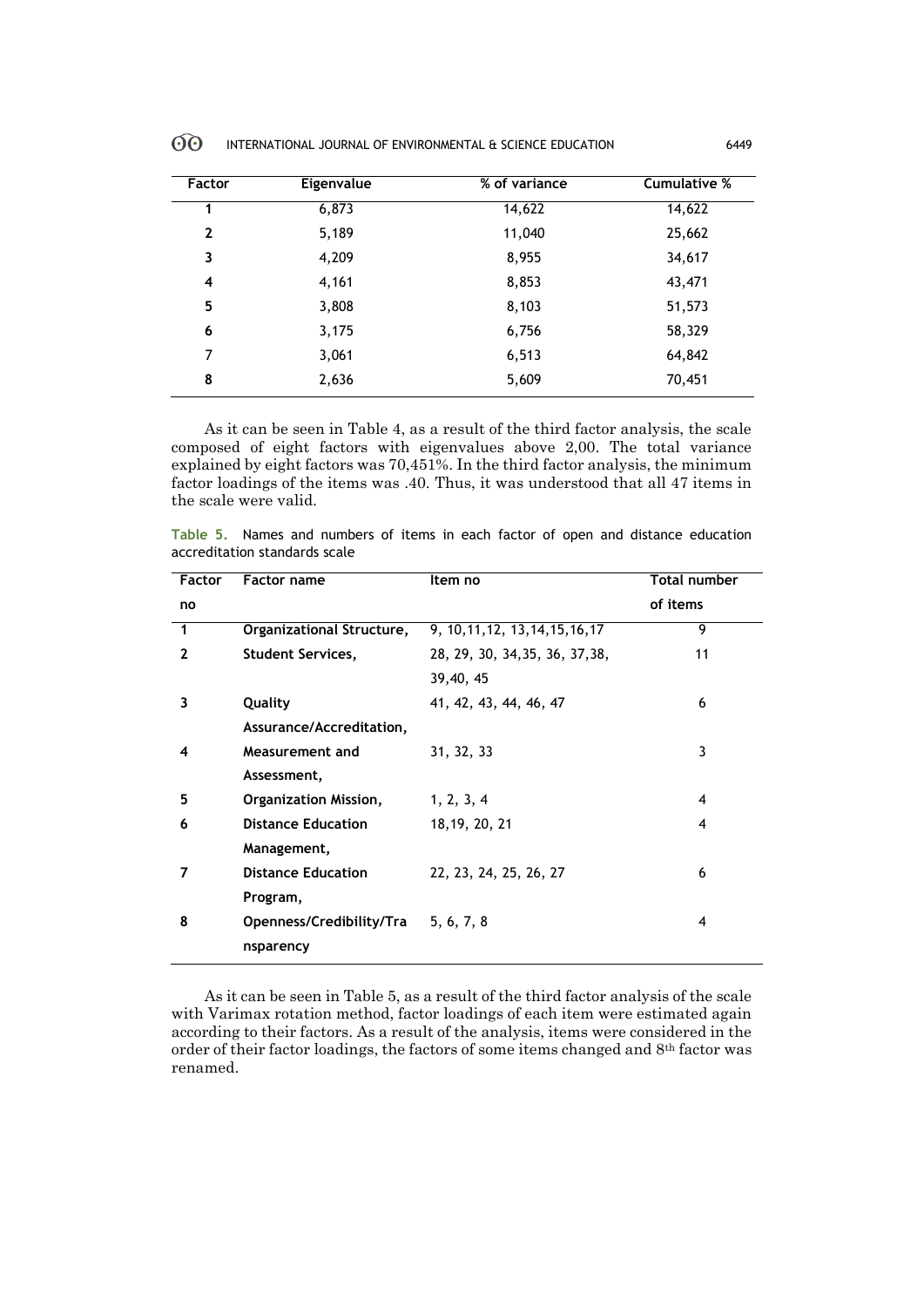| Factor | Eigenvalue | % of variance | Cumulative % |
|---|---|---|---|
| 1 | 6,873 | 14,622 | 14,622 |
| 2 | 5,189 | 11,040 | 25,662 |
| 3 | 4,209 | 8,955 | 34,617 |
| 4 | 4,161 | 8,853 | 43,471 |
| 5 | 3,808 | 8,103 | 51,573 |
| 6 | 3,175 | 6,756 | 58,329 |
| 7 | 3,061 | 6,513 | 64,842 |
| 8 | 2,636 | 5,609 | 70,451 |

As it can be seen in Table 4, as a result of the third factor analysis, the scale composed of eight factors with eigenvalues above 2,00. The total variance explained by eight factors was 70,451%. In the third factor analysis, the minimum factor loadings of the items was .40. Thus, it was understood that all 47 items in the scale were valid.

**Table 5.** Names and numbers of items in each factor of open and distance education accreditation standards scale

| Factor no | Factor name | Item no | Total number of items |
|---|---|---|---|
| 1 | Organizational Structure, | 9, 10,11,12, 13,14,15,16,17 | 9 |
| 2 | Student Services, | 28, 29, 30, 34,35, 36, 37,38, 39,40, 45 | 11 |
| 3 | Quality Assurance/Accreditation, | 41, 42, 43, 44, 46, 47 | 6 |
| 4 | Measurement and Assessment, | 31, 32, 33 | 3 |
| 5 | Organization Mission, | 1, 2, 3, 4 | 4 |
| 6 | Distance Education Management, | 18,19, 20, 21 | 4 |
| 7 | Distance Education Program, | 22, 23, 24, 25, 26, 27 | 6 |
| 8 | Openness/Credibility/Transparency | 5, 6, 7, 8 | 4 |

As it can be seen in Table 5, as a result of the third factor analysis of the scale with Varimax rotation method, factor loadings of each item were estimated again according to their factors. As a result of the analysis, items were considered in the order of their factor loadings, the factors of some items changed and 8th factor was renamed.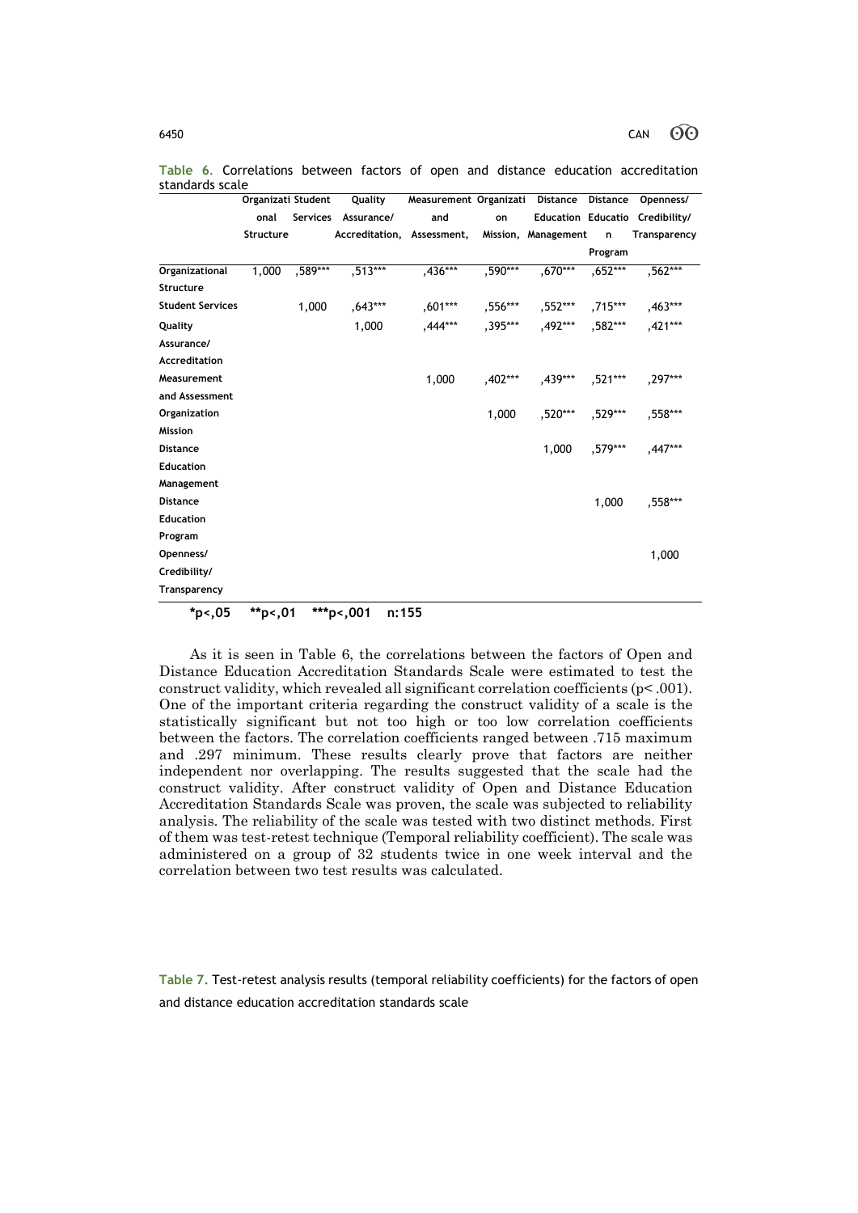**Table 6.** Correlations between factors of open and distance education accreditation standards scale

| | Organizational Structure | Student Services | Quality Assurance/ Accreditation, | Measurement and Assessment, | Organization Mission, | Distance Education Management | Distance Education Program | Openness/ Credibility/ Transparency |
|---|---|---|---|---|---|---|---|---|
| **Organizational Structure** | 1,000 | ,589*** | ,513*** | ,436*** | ,590*** | ,670*** | ,652*** | ,562*** |
| **Student Services** | | 1,000 | ,643*** | ,601*** | ,556*** | ,552*** | ,715*** | ,463*** |
| **Quality Assurance/ Accreditation** | | | 1,000 | ,444*** | ,395*** | ,492*** | ,582*** | ,421*** |
| **Measurement and Assessment** | | | | 1,000 | ,402*** | ,439*** | ,521*** | ,297*** |
| **Organization Mission** | | | | | 1,000 | ,520*** | ,529*** | ,558*** |
| **Distance Education Management** | | | | | | 1,000 | ,579*** | ,447*** |
| **Distance Education Program** | | | | | | | 1,000 | ,558*** |
| **Openness/ Credibility/ Transparency** | | | | | | | | 1,000 |

**\*p<,05 \*\*p<,01 \*\*\*p<,001 n:155**

As it is seen in Table 6, the correlations between the factors of Open and Distance Education Accreditation Standards Scale were estimated to test the construct validity, which revealed all significant correlation coefficients ($p < .001$). One of the important criteria regarding the construct validity of a scale is the statistically significant but not too high or too low correlation coefficients between the factors. The correlation coefficients ranged between .715 maximum and .297 minimum. These results clearly prove that factors are neither independent nor overlapping. The results suggested that the scale had the construct validity. After construct validity of Open and Distance Education Accreditation Standards Scale was proven, the scale was subjected to reliability analysis. The reliability of the scale was tested with two distinct methods. First of them was test-retest technique (Temporal reliability coefficient). The scale was administered on a group of 32 students twice in one week interval and the correlation between two test results was calculated.

**Table 7.** Test-retest analysis results (temporal reliability coefficients) for the factors of open and distance education accreditation standards scale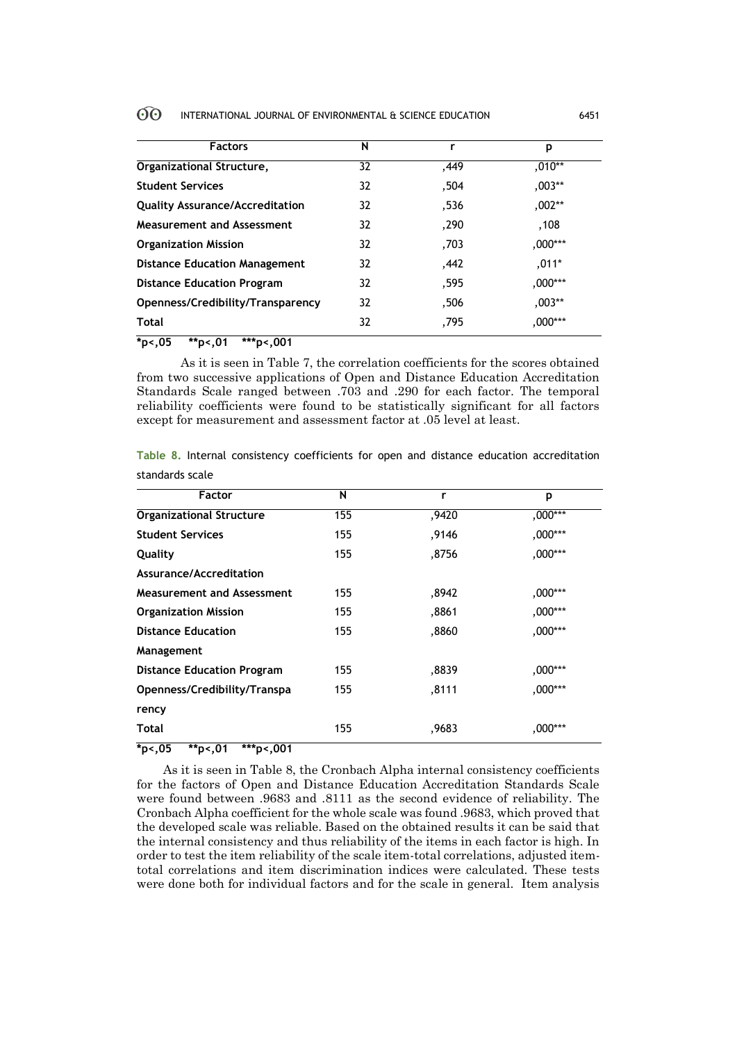| Factors | N | r | p |
|---|---|---|---|
| **Organizational Structure,** | 32 | ,449 | ,010** |
| **Student Services** | 32 | ,504 | ,003** |
| **Quality Assurance/Accreditation** | 32 | ,536 | ,002** |
| **Measurement and Assessment** | 32 | ,290 | ,108 |
| **Organization Mission** | 32 | ,703 | ,000*** |
| **Distance Education Management** | 32 | ,442 | ,011* |
| **Distance Education Program** | 32 | ,595 | ,000*** |
| **Openness/Credibility/Transparency** | 32 | ,506 | ,003** |
| **Total** | 32 | ,795 | ,000*** |

**\*p<,05 \*\*p<,01 \*\*\*p<,001**

As it is seen in Table 7, the correlation coefficients for the scores obtained from two successive applications of Open and Distance Education Accreditation Standards Scale ranged between .703 and .290 for each factor. The temporal reliability coefficients were found to be statistically significant for all factors except for measurement and assessment factor at .05 level at least.

**Table 8.** Internal consistency coefficients for open and distance education accreditation standards scale

| Factor | N | r | p |
|---|---|---|---|
| **Organizational Structure** | 155 | ,9420 | ,000*** |
| **Student Services** | 155 | ,9146 | ,000*** |
| **Quality Assurance/Accreditation** | 155 | ,8756 | ,000*** |
| **Measurement and Assessment** | 155 | ,8942 | ,000*** |
| **Organization Mission** | 155 | ,8861 | ,000*** |
| **Distance Education Management** | 155 | ,8860 | ,000*** |
| **Distance Education Program** | 155 | ,8839 | ,000*** |
| **Openness/Credibility/Transparency** | 155 | ,8111 | ,000*** |
| **Total** | 155 | ,9683 | ,000*** |

**\*p<,05 \*\*p<,01 \*\*\*p<,001**

As it is seen in Table 8, the Cronbach Alpha internal consistency coefficients for the factors of Open and Distance Education Accreditation Standards Scale were found between .9683 and .8111 as the second evidence of reliability. The Cronbach Alpha coefficient for the whole scale was found .9683, which proved that the developed scale was reliable. Based on the obtained results it can be said that the internal consistency and thus reliability of the items in each factor is high. In order to test the item reliability of the scale item-total correlations, adjusted item-total correlations and item discrimination indices were calculated. These tests were done both for individual factors and for the scale in general. Item analysis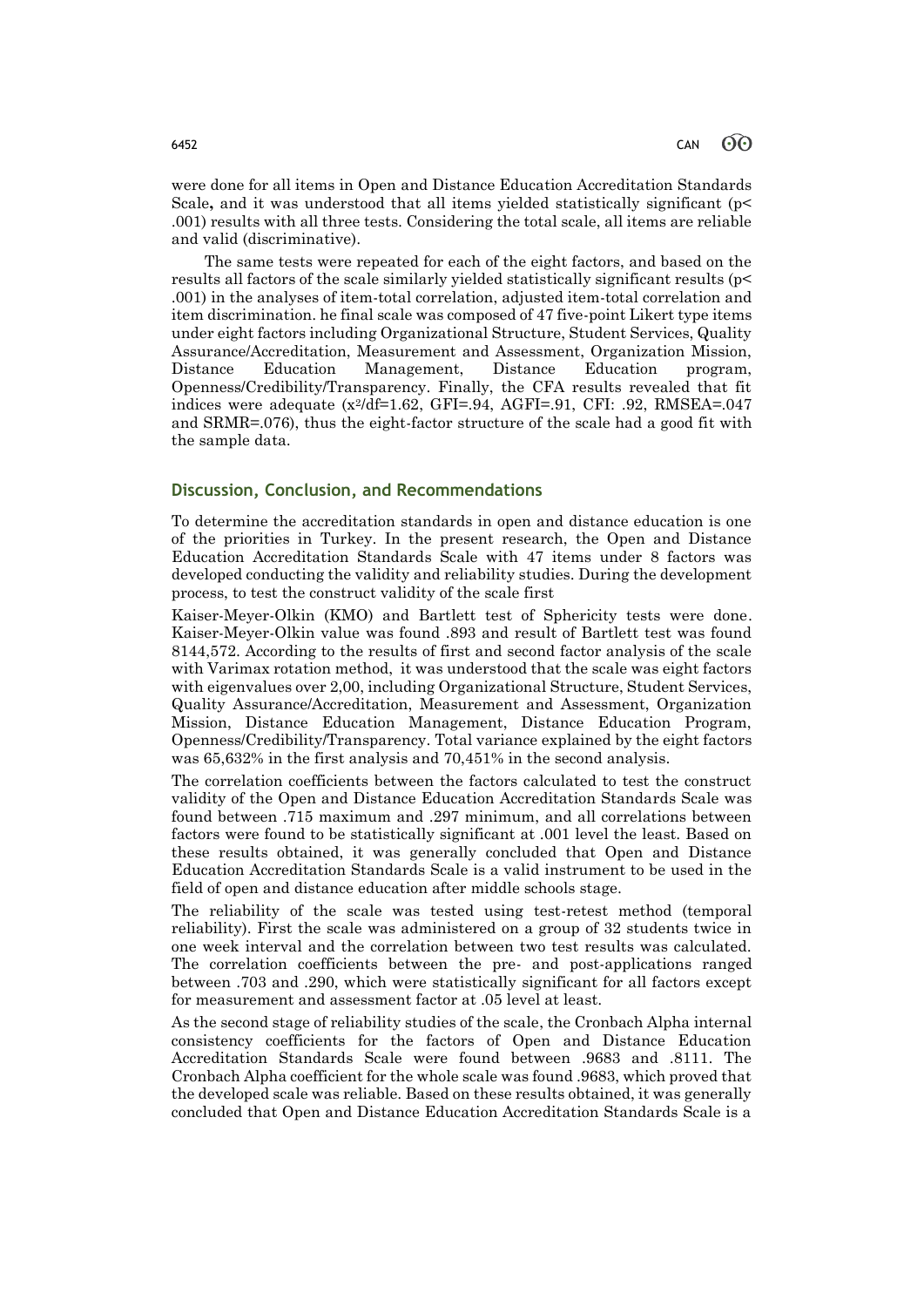were done for all items in Open and Distance Education Accreditation Standards Scale**,** and it was understood that all items yielded statistically significant ($p< .001$) results with all three tests. Considering the total scale, all items are reliable and valid (discriminative).

The same tests were repeated for each of the eight factors, and based on the results all factors of the scale similarly yielded statistically significant results ($p< .001$) in the analyses of item-total correlation, adjusted item-total correlation and item discrimination. he final scale was composed of 47 five-point Likert type items under eight factors including Organizational Structure, Student Services, Quality Assurance/Accreditation, Measurement and Assessment, Organization Mission, Distance Education Management, Distance Education program, Openness/Credibility/Transparency. Finally, the CFA results revealed that fit indices were adequate ($x^2/df$=1.62, GFI=.94, AGFI=.91, CFI: .92, RMSEA=.047 and SRMR=.076), thus the eight-factor structure of the scale had a good fit with the sample data.

## Discussion, Conclusion, and Recommendations

To determine the accreditation standards in open and distance education is one of the priorities in Turkey. In the present research, the Open and Distance Education Accreditation Standards Scale with 47 items under 8 factors was developed conducting the validity and reliability studies. During the development process, to test the construct validity of the scale first

Kaiser-Meyer-Olkin (KMO) and Bartlett test of Sphericity tests were done. Kaiser-Meyer-Olkin value was found .893 and result of Bartlett test was found 8144,572. According to the results of first and second factor analysis of the scale with Varimax rotation method, it was understood that the scale was eight factors with eigenvalues over 2,00, including Organizational Structure, Student Services, Quality Assurance/Accreditation, Measurement and Assessment, Organization Mission, Distance Education Management, Distance Education Program, Openness/Credibility/Transparency. Total variance explained by the eight factors was 65,632% in the first analysis and 70,451% in the second analysis.

The correlation coefficients between the factors calculated to test the construct validity of the Open and Distance Education Accreditation Standards Scale was found between .715 maximum and .297 minimum, and all correlations between factors were found to be statistically significant at .001 level the least. Based on these results obtained, it was generally concluded that Open and Distance Education Accreditation Standards Scale is a valid instrument to be used in the field of open and distance education after middle schools stage.

The reliability of the scale was tested using test-retest method (temporal reliability). First the scale was administered on a group of 32 students twice in one week interval and the correlation between two test results was calculated. The correlation coefficients between the pre- and post-applications ranged between .703 and .290, which were statistically significant for all factors except for measurement and assessment factor at .05 level at least.

As the second stage of reliability studies of the scale, the Cronbach Alpha internal consistency coefficients for the factors of Open and Distance Education Accreditation Standards Scale were found between .9683 and .8111. The Cronbach Alpha coefficient for the whole scale was found .9683, which proved that the developed scale was reliable. Based on these results obtained, it was generally concluded that Open and Distance Education Accreditation Standards Scale is a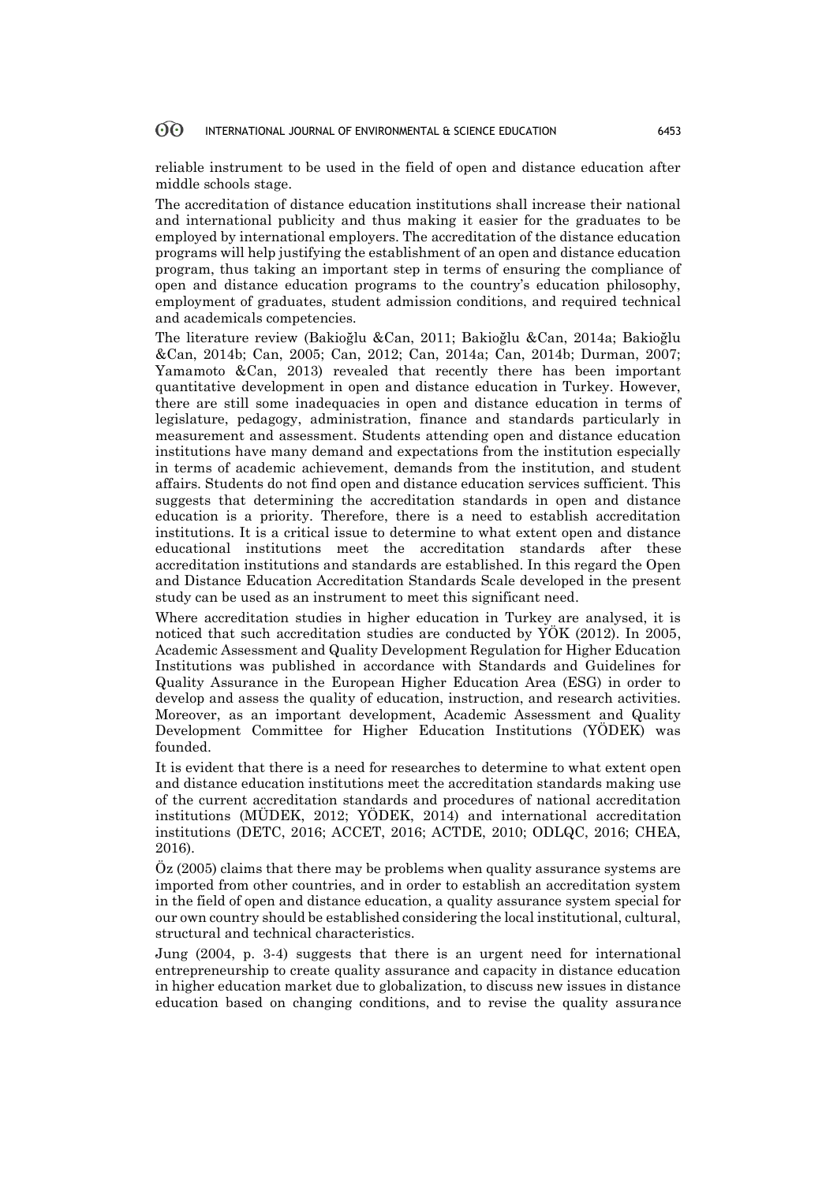reliable instrument to be used in the field of open and distance education after middle schools stage.

The accreditation of distance education institutions shall increase their national and international publicity and thus making it easier for the graduates to be employed by international employers. The accreditation of the distance education programs will help justifying the establishment of an open and distance education program, thus taking an important step in terms of ensuring the compliance of open and distance education programs to the country's education philosophy, employment of graduates, student admission conditions, and required technical and academicals competencies.

The literature review (Bakioğlu &Can, 2011; Bakioğlu &Can, 2014a; Bakioğlu &Can, 2014b; Can, 2005; Can, 2012; Can, 2014a; Can, 2014b; Durman, 2007; Yamamoto &Can, 2013) revealed that recently there has been important quantitative development in open and distance education in Turkey. However, there are still some inadequacies in open and distance education in terms of legislature, pedagogy, administration, finance and standards particularly in measurement and assessment. Students attending open and distance education institutions have many demand and expectations from the institution especially in terms of academic achievement, demands from the institution, and student affairs. Students do not find open and distance education services sufficient. This suggests that determining the accreditation standards in open and distance education is a priority. Therefore, there is a need to establish accreditation institutions. It is a critical issue to determine to what extent open and distance educational institutions meet the accreditation standards after these accreditation institutions and standards are established. In this regard the Open and Distance Education Accreditation Standards Scale developed in the present study can be used as an instrument to meet this significant need.

Where accreditation studies in higher education in Turkey are analysed, it is noticed that such accreditation studies are conducted by YÖK (2012). In 2005, Academic Assessment and Quality Development Regulation for Higher Education Institutions was published in accordance with Standards and Guidelines for Quality Assurance in the European Higher Education Area (ESG) in order to develop and assess the quality of education, instruction, and research activities. Moreover, as an important development, Academic Assessment and Quality Development Committee for Higher Education Institutions (YÖDEK) was founded.

It is evident that there is a need for researches to determine to what extent open and distance education institutions meet the accreditation standards making use of the current accreditation standards and procedures of national accreditation institutions (MÜDEK, 2012; YÖDEK, 2014) and international accreditation institutions (DETC, 2016; ACCET, 2016; ACTDE, 2010; ODLQC, 2016; CHEA, 2016).

Öz (2005) claims that there may be problems when quality assurance systems are imported from other countries, and in order to establish an accreditation system in the field of open and distance education, a quality assurance system special for our own country should be established considering the local institutional, cultural, structural and technical characteristics.

Jung (2004, p. 3-4) suggests that there is an urgent need for international entrepreneurship to create quality assurance and capacity in distance education in higher education market due to globalization, to discuss new issues in distance education based on changing conditions, and to revise the quality assurance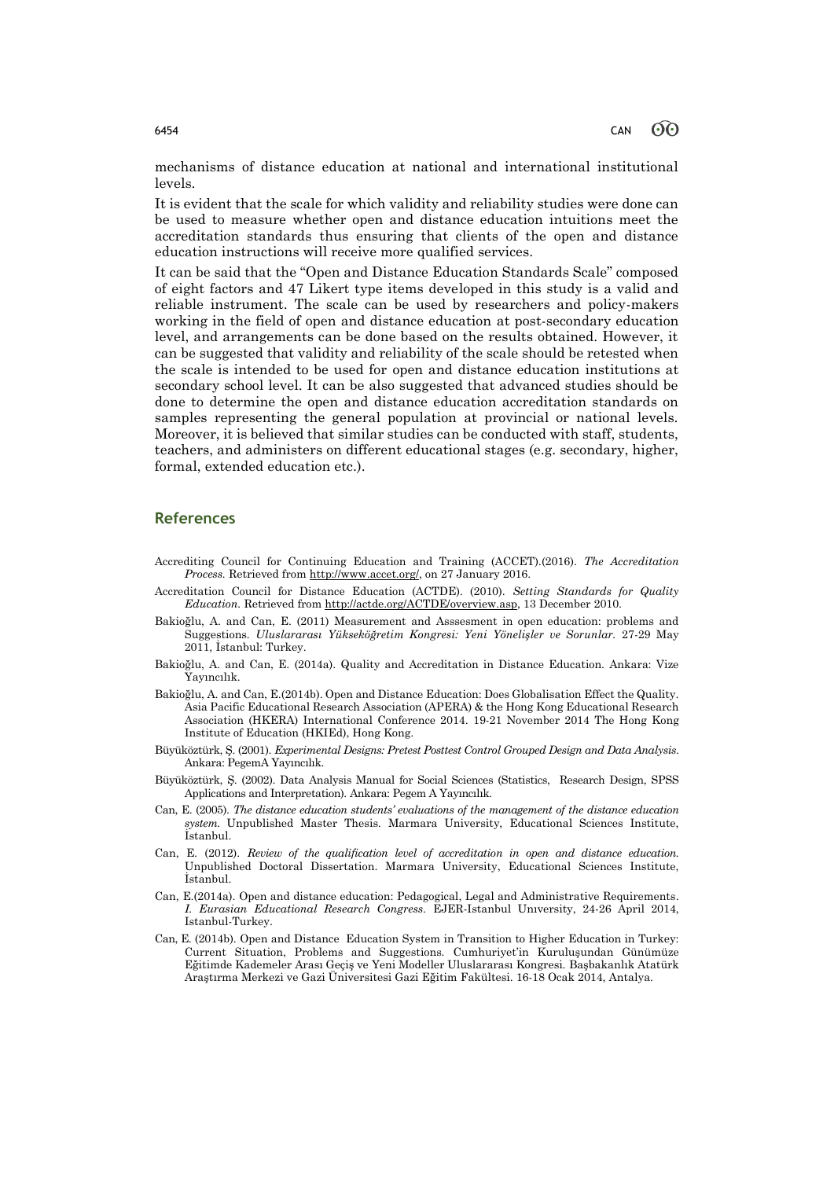mechanisms of distance education at national and international institutional levels.

It is evident that the scale for which validity and reliability studies were done can be used to measure whether open and distance education intuitions meet the accreditation standards thus ensuring that clients of the open and distance education instructions will receive more qualified services.

It can be said that the "Open and Distance Education Standards Scale" composed of eight factors and 47 Likert type items developed in this study is a valid and reliable instrument. The scale can be used by researchers and policy-makers working in the field of open and distance education at post-secondary education level, and arrangements can be done based on the results obtained. However, it can be suggested that validity and reliability of the scale should be retested when the scale is intended to be used for open and distance education institutions at secondary school level. It can be also suggested that advanced studies should be done to determine the open and distance education accreditation standards on samples representing the general population at provincial or national levels. Moreover, it is believed that similar studies can be conducted with staff, students, teachers, and administers on different educational stages (e.g. secondary, higher, formal, extended education etc.).

## References

Accrediting Council for Continuing Education and Training (ACCET).(2016). *The Accreditation Process.* Retrieved from http://www.accet.org/, on 27 January 2016.

Accreditation Council for Distance Education (ACTDE). (2010). *Setting Standards for Quality Education.* Retrieved from http://actde.org/ACTDE/overview.asp, 13 December 2010.

Bakioğlu, A. and Can, E. (2011) Measurement and Asssesment in open education: problems and Suggestions. *Uluslararası Yükseköğretim Kongresi: Yeni Yönelişler ve Sorunlar.* 27-29 May 2011, İstanbul: Turkey.

Bakioğlu, A. and Can, E. (2014a). Quality and Accreditation in Distance Education. Ankara: Vize Yayıncılık.

Bakioğlu, A. and Can, E.(2014b). Open and Distance Education: Does Globalisation Effect the Quality. Asia Pacific Educational Research Association (APERA) & the Hong Kong Educational Research Association (HKERA) International Conference 2014. 19-21 November 2014 The Hong Kong Institute of Education (HKIEd), Hong Kong.

Büyüköztürk, Ş. (2001). *Experimental Designs: Pretest Posttest Control Grouped Design and Data Analysis.* Ankara: PegemA Yayıncılık.

Büyüköztürk, Ş. (2002). Data Analysis Manual for Social Sciences (Statistics, Research Design, SPSS Applications and Interpretation). Ankara: Pegem A Yayıncılık.

Can, E. (2005). *The distance education students' evaluations of the management of the distance education system.* Unpublished Master Thesis. Marmara University, Educational Sciences Institute, İstanbul.

Can, E. (2012). *Review of the qualification level of accreditation in open and distance education.* Unpublished Doctoral Dissertation. Marmara University, Educational Sciences Institute, İstanbul.

Can, E.(2014a). Open and distance education: Pedagogical, Legal and Administrative Requirements. *I. Eurasian Educational Research Congress.* EJER-Istanbul Unıversity, 24-26 April 2014, Istanbul-Turkey.

Can, E. (2014b). Open and Distance Education System in Transition to Higher Education in Turkey: Current Situation, Problems and Suggestions. Cumhuriyet'in Kuruluşundan Günümüze Eğitimde Kademeler Arası Geçiş ve Yeni Modeller Uluslararası Kongresi. Başbakanlık Atatürk Araştırma Merkezi ve Gazi Üniversitesi Gazi Eğitim Fakültesi. 16-18 Ocak 2014, Antalya.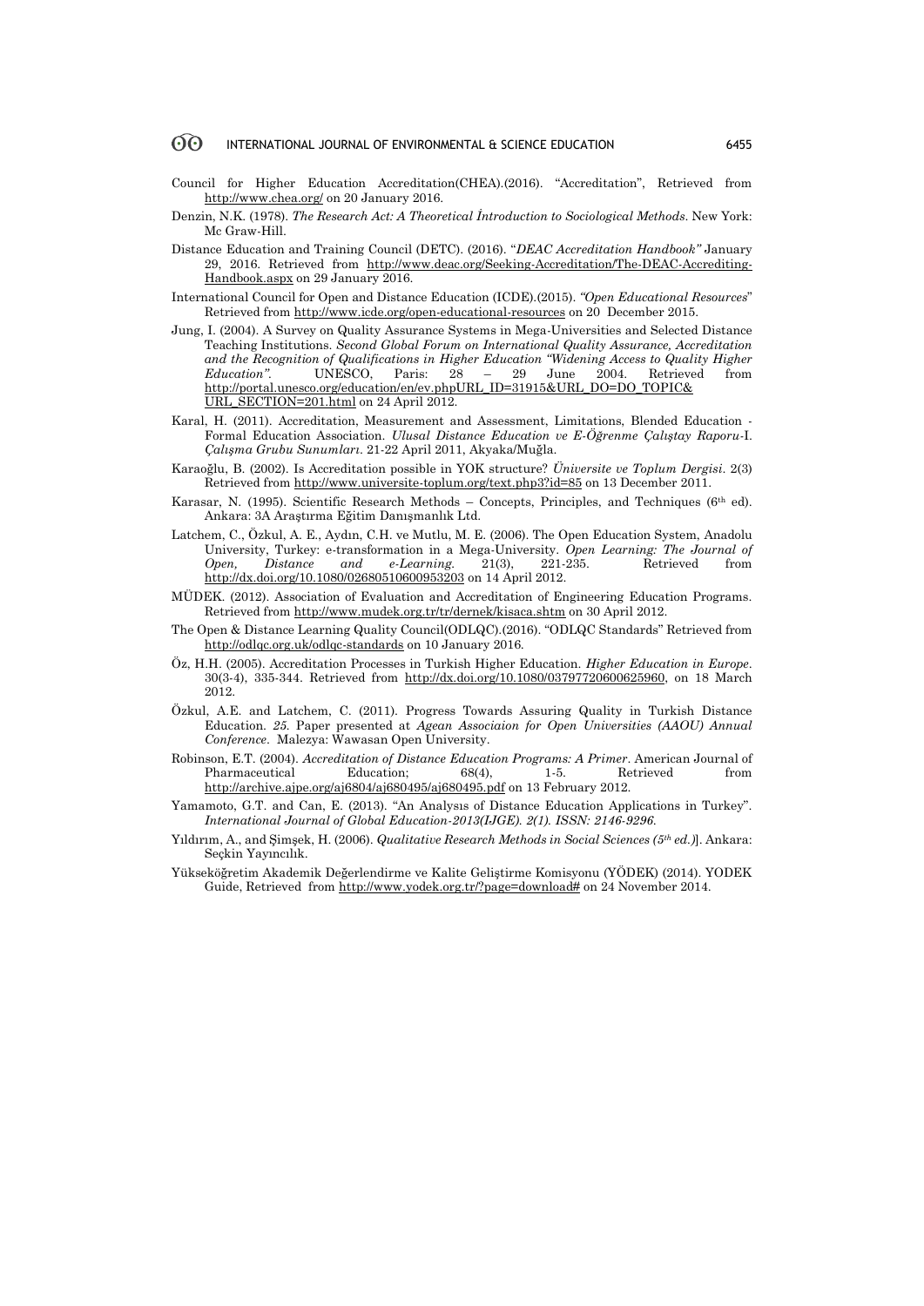Council for Higher Education Accreditation(CHEA).(2016). "Accreditation", Retrieved from http://www.chea.org/ on 20 January 2016.

Denzin, N.K. (1978). *The Research Act: A Theoretical İntroduction to Sociological Methods*. New York: Mc Graw-Hill.

Distance Education and Training Council (DETC). (2016). "*DEAC Accreditation Handbook"* January 29, 2016. Retrieved from http://www.deac.org/Seeking-Accreditation/The-DEAC-Accrediting-Handbook.aspx on 29 January 2016.

International Council for Open and Distance Education (ICDE).(2015). *"Open Educational Resources*" Retrieved from http://www.icde.org/open-educational-resources on 20 December 2015.

Jung, I. (2004). A Survey on Quality Assurance Systems in Mega-Universities and Selected Distance Teaching Institutions. *Second Global Forum on International Quality Assurance, Accreditation and the Recognition of Qualifications in Higher Education "Widening Access to Quality Higher Education"*. UNESCO, Paris: 28 – 29 June 2004. Retrieved from http://portal.unesco.org/education/en/ev.phpURL_ID=31915&URL_DO=DO_TOPIC&URL_SECTION=201.html on 24 April 2012.

Karal, H. (2011). Accreditation, Measurement and Assessment, Limitations, Blended Education - Formal Education Association. *Ulusal Distance Education ve E-Öğrenme Çalıştay Raporu-*I. *Çalışma Grubu Sunumları*. 21-22 April 2011, Akyaka/Muğla.

Karaoğlu, B. (2002). Is Accreditation possible in YOK structure? *Üniversite ve Toplum Dergisi*. 2(3) Retrieved from http://www.universite-toplum.org/text.php3?id=85 on 13 December 2011.

Karasar, N. (1995). Scientific Research Methods – Concepts, Principles, and Techniques (6th ed). Ankara: 3A Araştırma Eğitim Danışmanlık Ltd.

Latchem, C., Özkul, A. E., Aydın, C.H. ve Mutlu, M. E. (2006). The Open Education System, Anadolu University, Turkey: e-transformation in a Mega-University. *Open Learning: The Journal of Open, Distance and e-Learning.* 21(3), 221-235. Retrieved from http://dx.doi.org/10.1080/02680510600953203 on 14 April 2012.

MÜDEK. (2012). Association of Evaluation and Accreditation of Engineering Education Programs. Retrieved from http://www.mudek.org.tr/tr/dernek/kisaca.shtm on 30 April 2012.

The Open & Distance Learning Quality Council(ODLQC).(2016). "ODLQC Standards" Retrieved from http://odlqc.org.uk/odlqc-standards on 10 January 2016.

Öz, H.H. (2005). Accreditation Processes in Turkish Higher Education. *Higher Education in Europe*. 30(3-4), 335-344. Retrieved from http://dx.doi.org/10.1080/03797720600625960, on 18 March 2012.

Özkul, A.E. and Latchem, C. (2011). Progress Towards Assuring Quality in Turkish Distance Education. *25.* Paper presented at *Agean Associaion for Open Universities (AAOU) Annual Conference*. Malezya: Wawasan Open University.

Robinson, E.T. (2004). *Accreditation of Distance Education Programs: A Primer*. American Journal of Pharmaceutical Education; 68(4), 1-5. Retrieved from http://archive.ajpe.org/aj6804/aj680495/aj680495.pdf on 13 February 2012.

Yamamoto, G.T. and Can, E. (2013). "An Analysıs of Distance Education Applications in Turkey". *International Journal of Global Education-2013(IJGE). 2(1). ISSN: 2146-9296.*

Yıldırım, A., and Şimşek, H. (2006). *Qualitative Research Methods in Social Sciences (5th ed.)*]. Ankara: Seçkin Yayıncılık.

Yükseköğretim Akademik Değerlendirme ve Kalite Geliştirme Komisyonu (YÖDEK) (2014). YODEK Guide, Retrieved from http://www.yodek.org.tr/?page=download# on 24 November 2014.